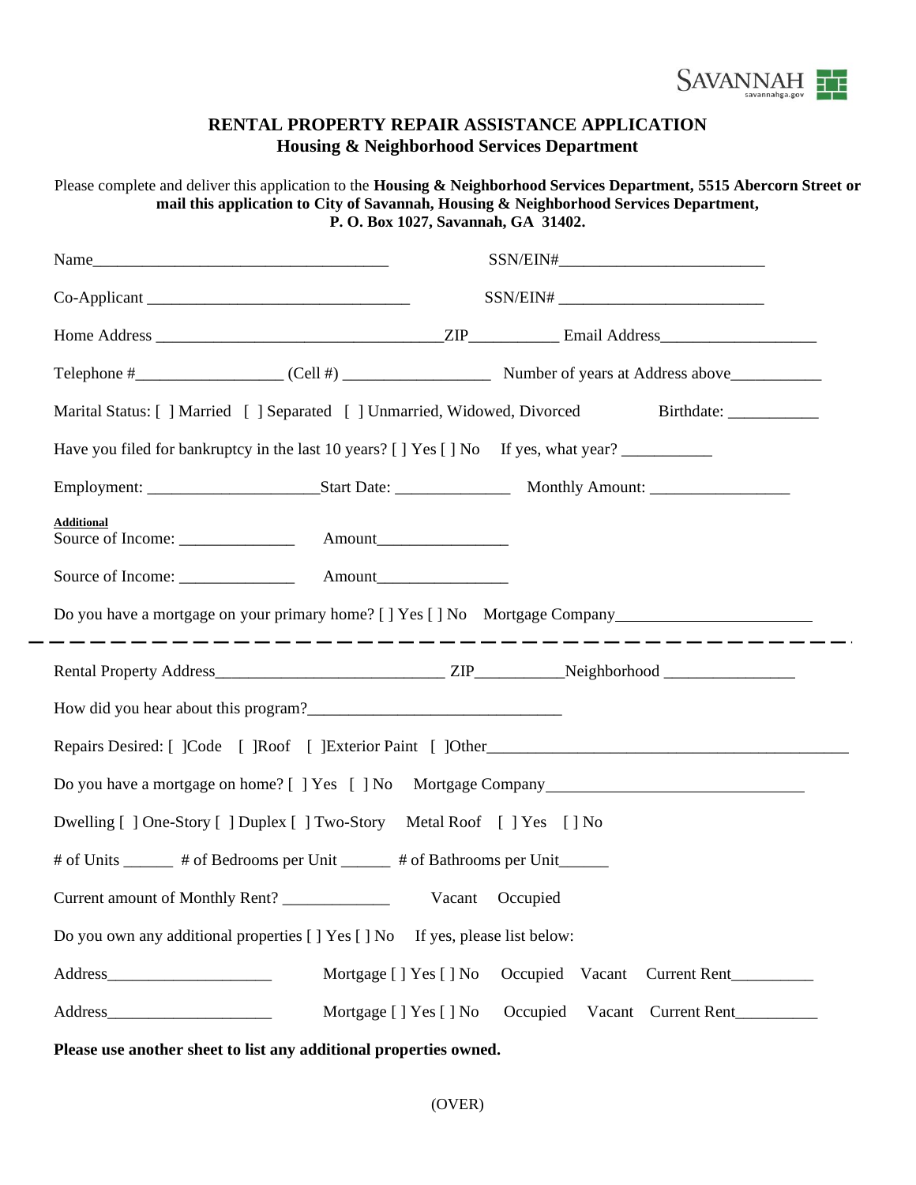SAVANNAH
savannahga.gov

# RENTAL PROPERTY REPAIR ASSISTANCE APPLICATION
## Housing & Neighborhood Services Department

Please complete and deliver this application to the **Housing & Neighborhood Services Department, 5515 Abercorn Street or mail this application to City of Savannah, Housing & Neighborhood Services Department, P. O. Box 1027, Savannah, GA 31402.**

Name_____________________________________ SSN/EIN#_________________________

Co-Applicant _________________________________ SSN/EIN# _________________________

Home Address ____________________________________ZIP___________ Email Address___________________

Telephone #__________________ (Cell #) __________________ Number of years at Address above___________

Marital Status: [ ] Married [ ] Separated [ ] Unmarried, Widowed, Divorced Birthdate: ___________

Have you filed for bankruptcy in the last 10 years? [ ] Yes [ ] No If yes, what year? ___________

Employment: _____________________Start Date: ______________ Monthly Amount: _________________

**Additional**
Source of Income: ______________ Amount________________

Source of Income: ______________ Amount________________

Do you have a mortgage on your primary home? [ ] Yes [ ] No Mortgage Company________________________

---

Rental Property Address____________________________ ZIP___________Neighborhood ________________

How did you hear about this program?________________________________

Repairs Desired: [ ]Code [ ]Roof [ ]Exterior Paint [ ]Other______________________________________________

Do you have a mortgage on home? [ ] Yes [ ] No Mortgage Company________________________________

Dwelling [ ] One-Story [ ] Duplex [ ] Two-Story Metal Roof [ ] Yes [ ] No

# of Units ______ # of Bedrooms per Unit ______ # of Bathrooms per Unit______

Current amount of Monthly Rent? _____________ Vacant Occupied

Do you own any additional properties [ ] Yes [ ] No If yes, please list below:

Address____________________ Mortgage [ ] Yes [ ] No Occupied Vacant Current Rent__________

Address____________________ Mortgage [ ] Yes [ ] No Occupied Vacant Current Rent__________

**Please use another sheet to list any additional properties owned.**

(OVER)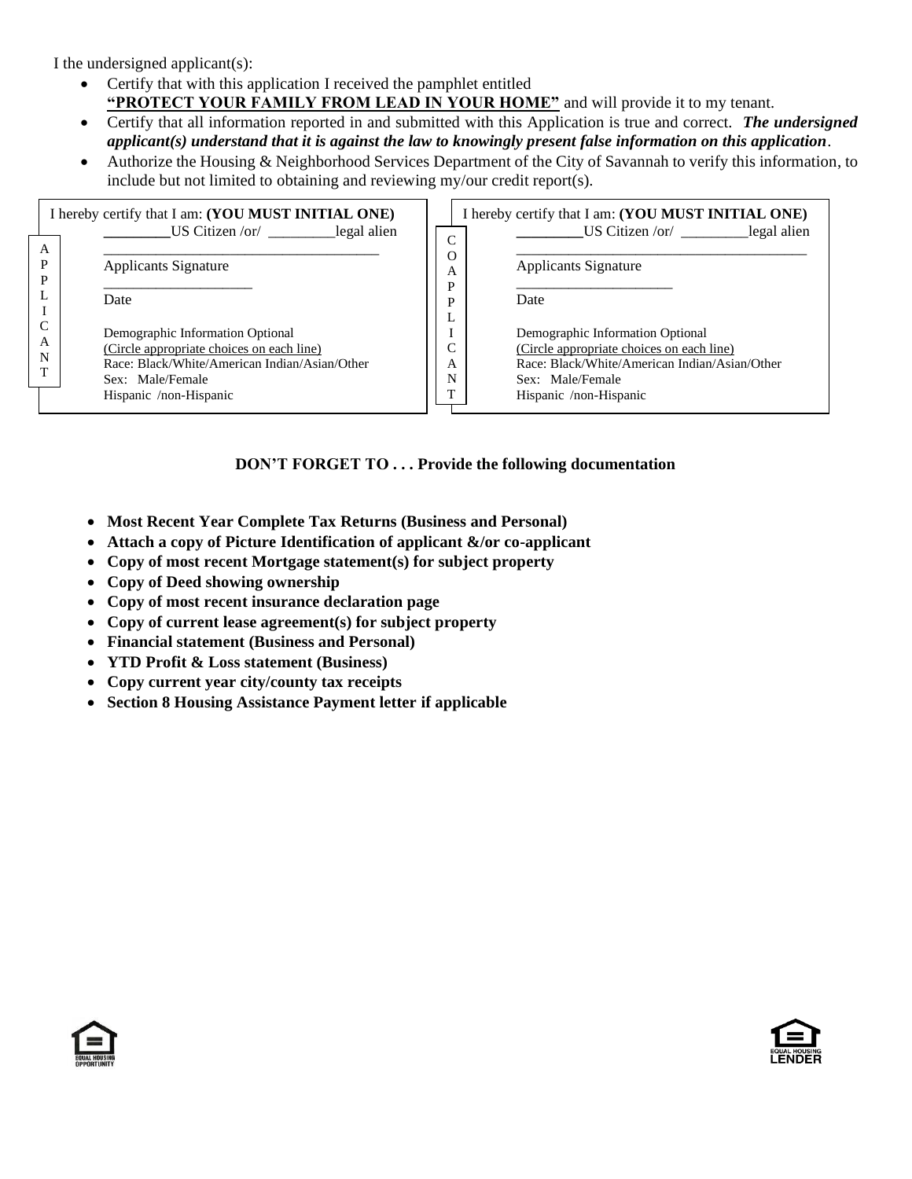I the undersigned applicant(s):

- Certify that with this application I received the pamphlet entitled **"PROTECT YOUR FAMILY FROM LEAD IN YOUR HOME"** and will provide it to my tenant.
- Certify that all information reported in and submitted with this Application is true and correct. ***The undersigned applicant(s) understand that it is against the law to knowingly present false information on this application***.
- Authorize the Housing & Neighborhood Services Department of the City of Savannah to verify this information, to include but not limited to obtaining and reviewing my/our credit report(s).

| APPLICANT | CO-APPLICANT |
|---|---|
| I hereby certify that I am: **(YOU MUST INITIAL ONE)** | I hereby certify that I am: **(YOU MUST INITIAL ONE)** |
| _________US Citizen /or/ _________legal alien | _________US Citizen /or/ _________legal alien |
| ______________________________________ Applicants Signature | ______________________________________ Applicants Signature |
| ____________________ Date | ____________________ Date |
| Demographic Information Optional | Demographic Information Optional |
| (Circle appropriate choices on each line) | (Circle appropriate choices on each line) |
| Race: Black/White/American Indian/Asian/Other | Race: Black/White/American Indian/Asian/Other |
| Sex: Male/Female | Sex: Male/Female |
| Hispanic /non-Hispanic | Hispanic /non-Hispanic |

**DON'T FORGET TO . . . Provide the following documentation**

- **Most Recent Year Complete Tax Returns (Business and Personal)**
- **Attach a copy of Picture Identification of applicant &/or co-applicant**
- **Copy of most recent Mortgage statement(s) for subject property**
- **Copy of Deed showing ownership**
- **Copy of most recent insurance declaration page**
- **Copy of current lease agreement(s) for subject property**
- **Financial statement (Business and Personal)**
- **YTD Profit & Loss statement (Business)**
- **Copy current year city/county tax receipts**
- **Section 8 Housing Assistance Payment letter if applicable**

EQUAL HOUSING OPPORTUNITY

EQUAL HOUSING LENDER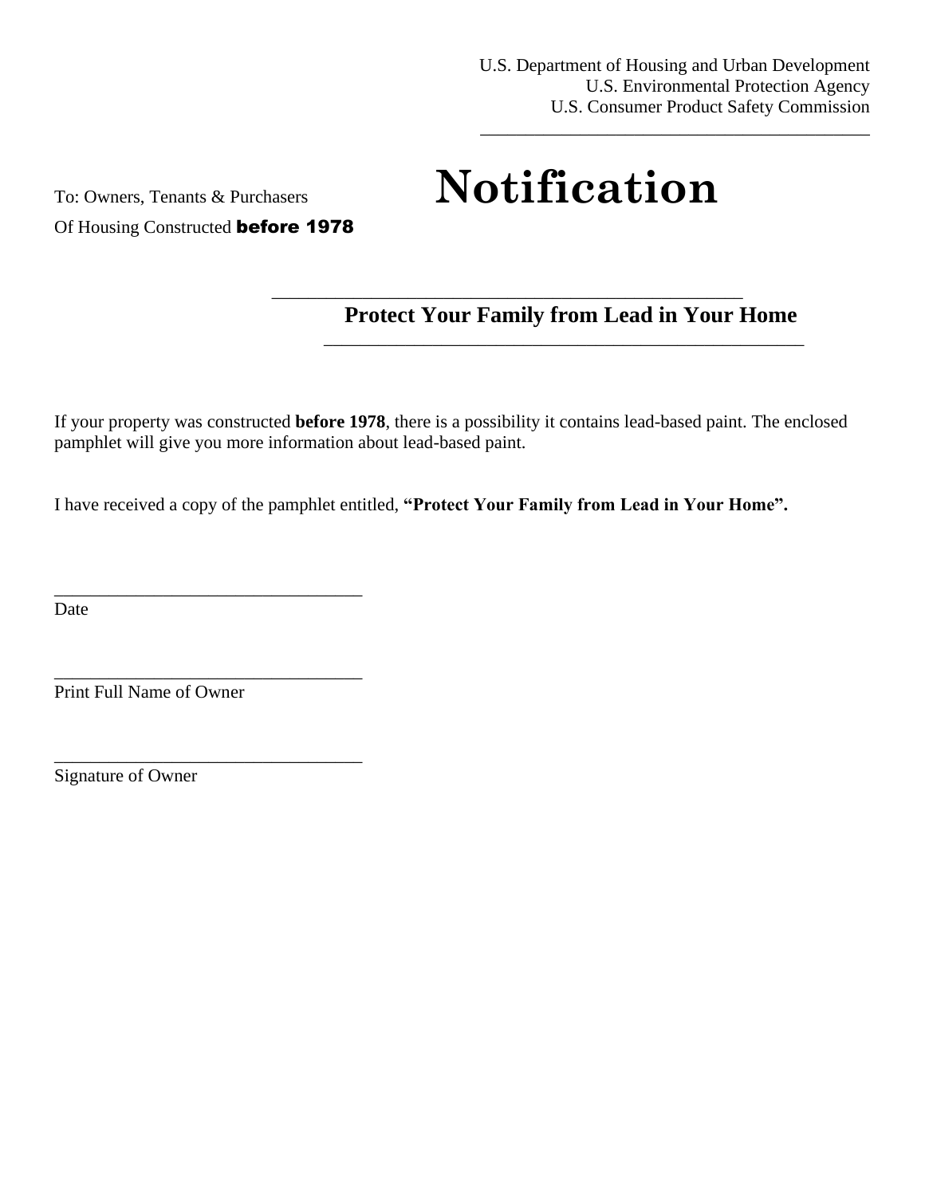U.S. Department of Housing and Urban Development
U.S. Environmental Protection Agency
U.S. Consumer Product Safety Commission

---

To: Owners, Tenants & Purchasers
Of Housing Constructed **before 1978**

# Notification

---

## Protect Your Family from Lead in Your Home

---

If your property was constructed **before 1978**, there is a possibility it contains lead-based paint. The enclosed pamphlet will give you more information about lead-based paint.

I have received a copy of the pamphlet entitled, **"Protect Your Family from Lead in Your Home".**

___________________________________
Date

___________________________________
Print Full Name of Owner

___________________________________
Signature of Owner